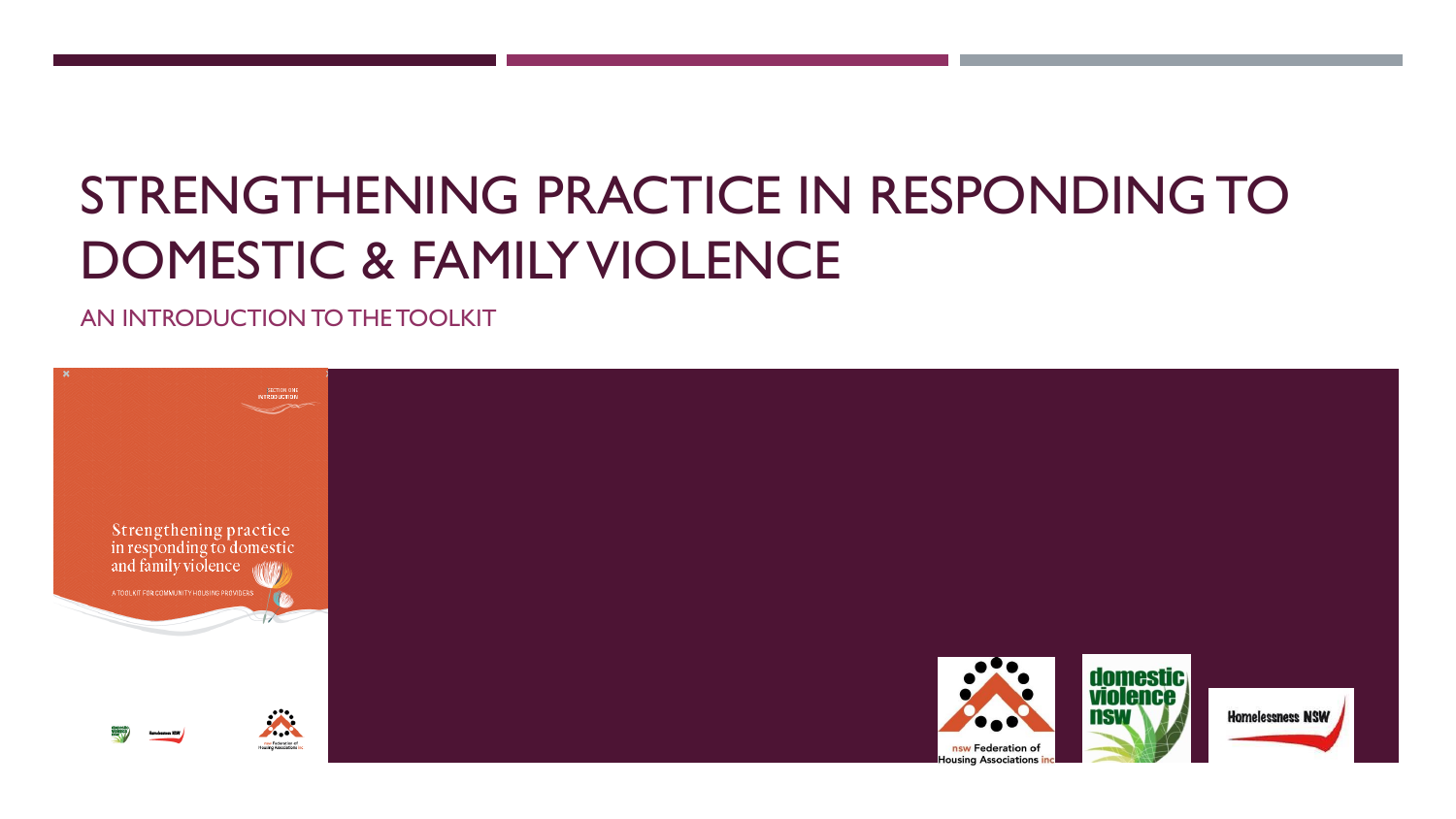# STRENGTHENING PRACTICE IN RESPONDING TO DOMESTIC & FAMILY VIOLENCE

AN INTRODUCTION TO THE TOOLKIT

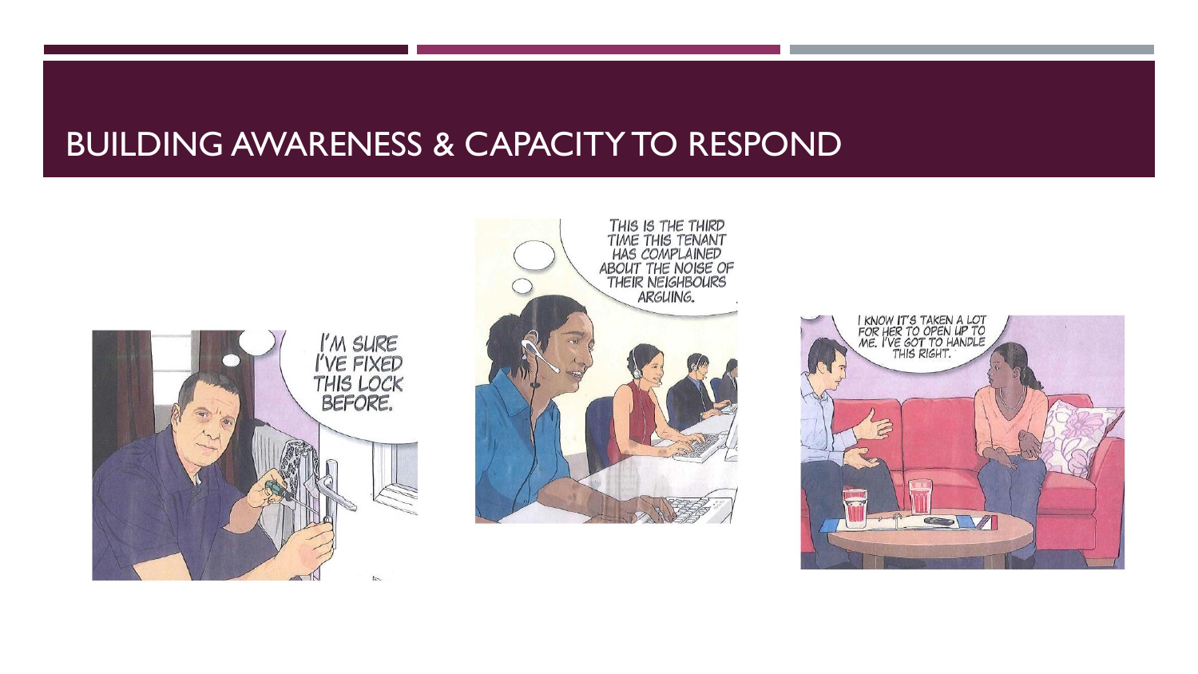#### BUILDING AWARENESS & CAPACITY TO RESPOND





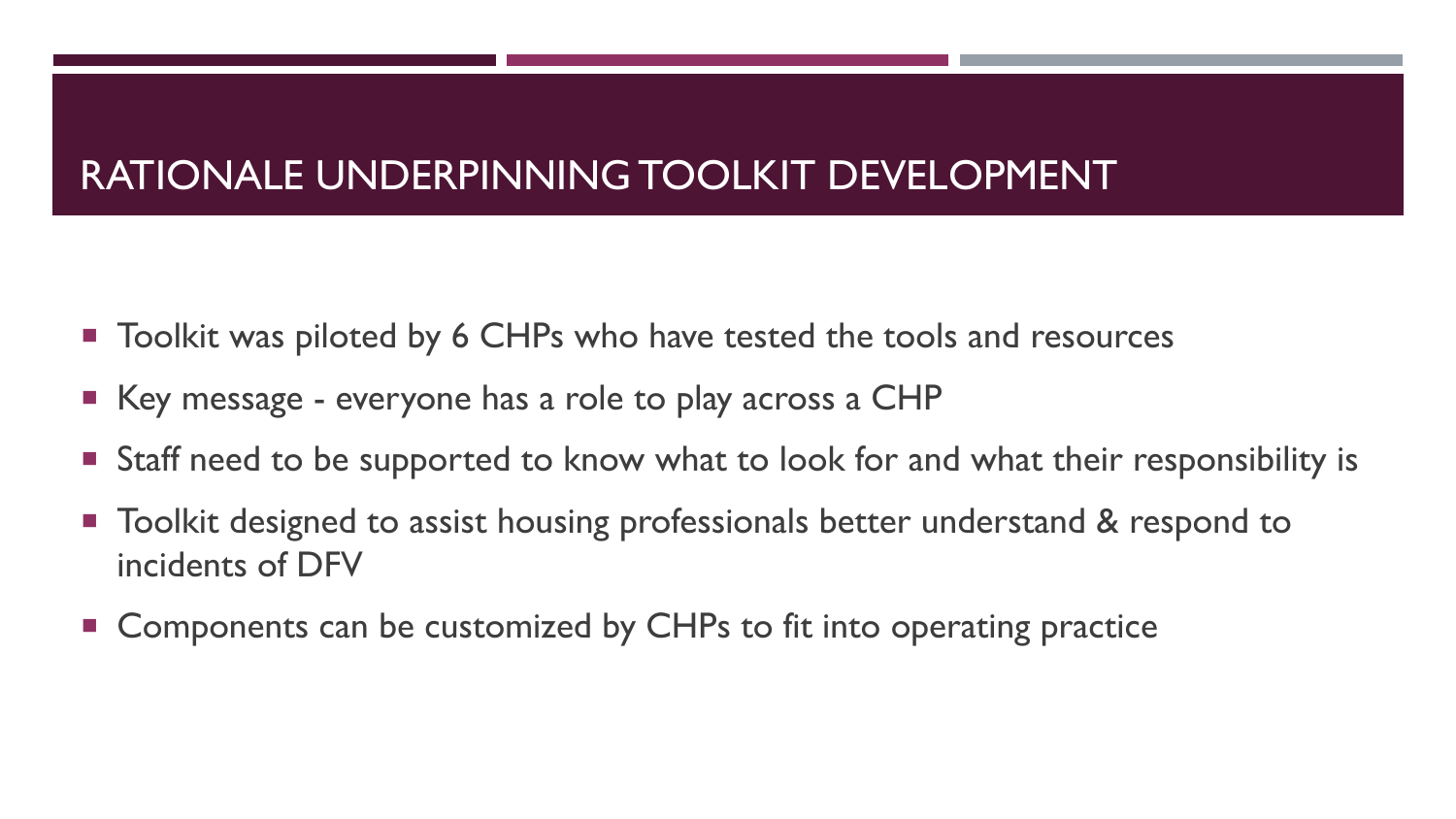#### RATIONALE UNDERPINNING TOOLKIT DEVELOPMENT

- Toolkit was piloted by 6 CHPs who have tested the tools and resources
- Key message everyone has a role to play across a CHP
- Staff need to be supported to know what to look for and what their responsibility is
- Toolkit designed to assist housing professionals better understand & respond to incidents of DFV
- Components can be customized by CHPs to fit into operating practice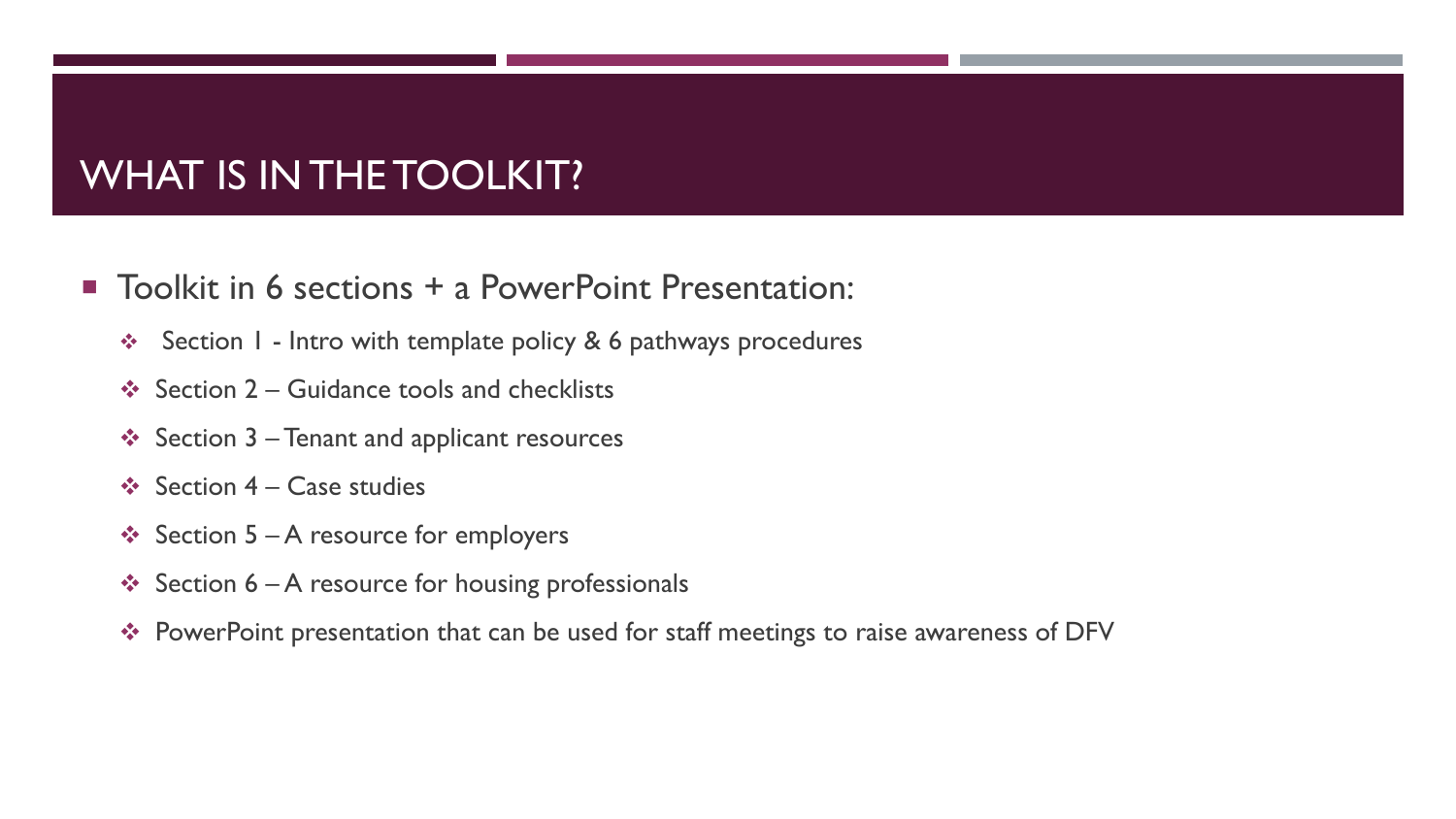#### WHAT IS IN THE TOOLKIT?

- Toolkit in 6 sections + a PowerPoint Presentation:
	- Section I Intro with template policy & 6 pathways procedures
	- $\div$  Section 2 Guidance tools and checklists
	- $\div$  Section 3 Tenant and applicant resources
	- $\div$  Section 4 Case studies
	- $\div$  Section 5 A resource for employers
	- Section  $6 A$  resource for housing professionals
	- ◆ PowerPoint presentation that can be used for staff meetings to raise awareness of DFV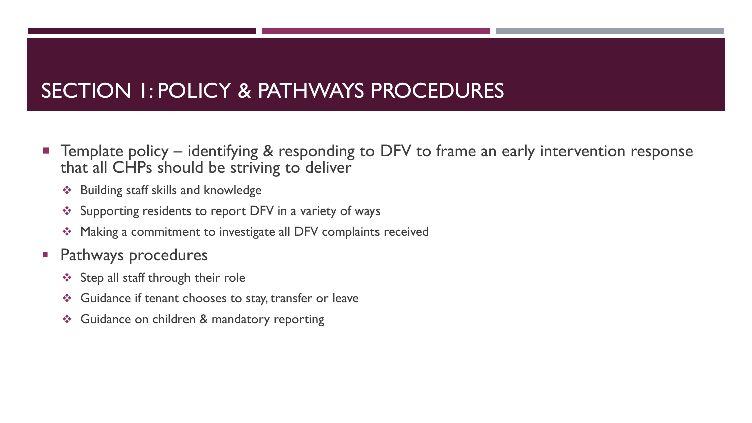#### SECTION 1: POLICY & PATHWAYS PROCEDURES

- **Template policy** identifying & responding to DFV to frame an early intervention response that all CHPs should be striving to deliver
	- ❖ Building staff skills and knowledge
	- ❖ Supporting residents to report DFV in a variety of ways
	- ❖ Making a commitment to investigate all DFV complaints received
- **Pathways procedures** 
	- $\div$  Step all staff through their role
	- ❖ Guidance if tenant chooses to stay, transfer or leave
	- ❖ Guidance on children & mandatory reporting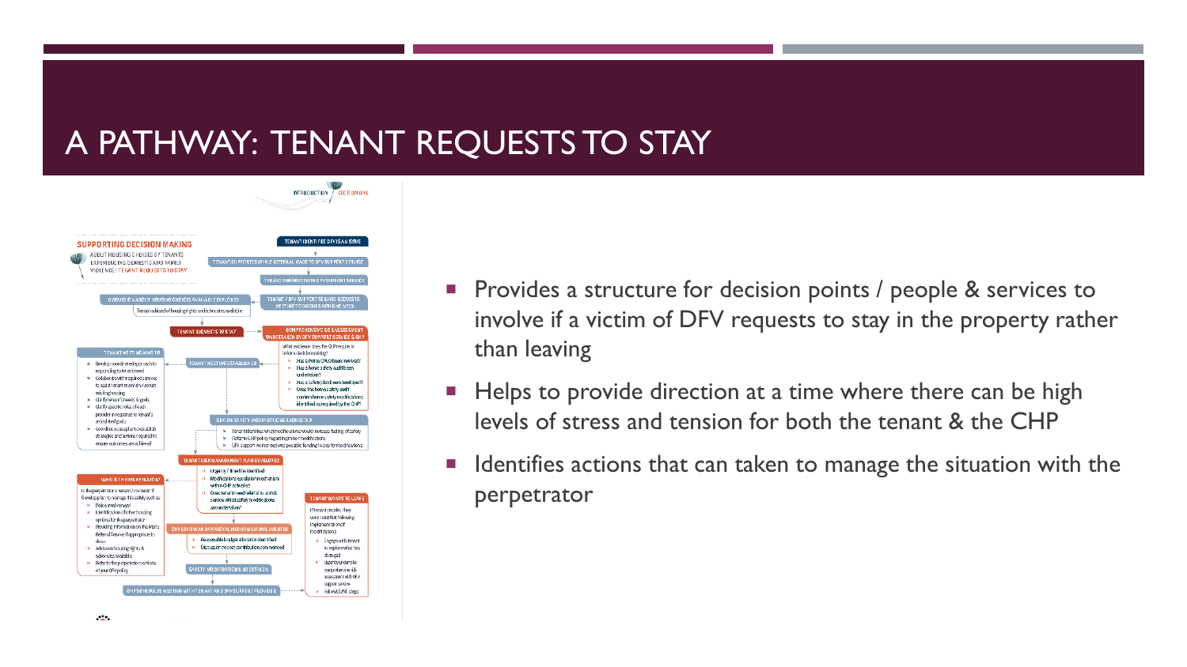## A PATHWAY: TENANT REQUESTS TO STAY



- **Provides a structure for decision points / people & services to** involve if a victim of DFV requests to stay in the property rather than leaving
- Helps to provide direction at a time where there can be high levels of stress and tension for both the tenant & the CHP
- **If Identifies actions that can taken to manage the situation with the** perpetrator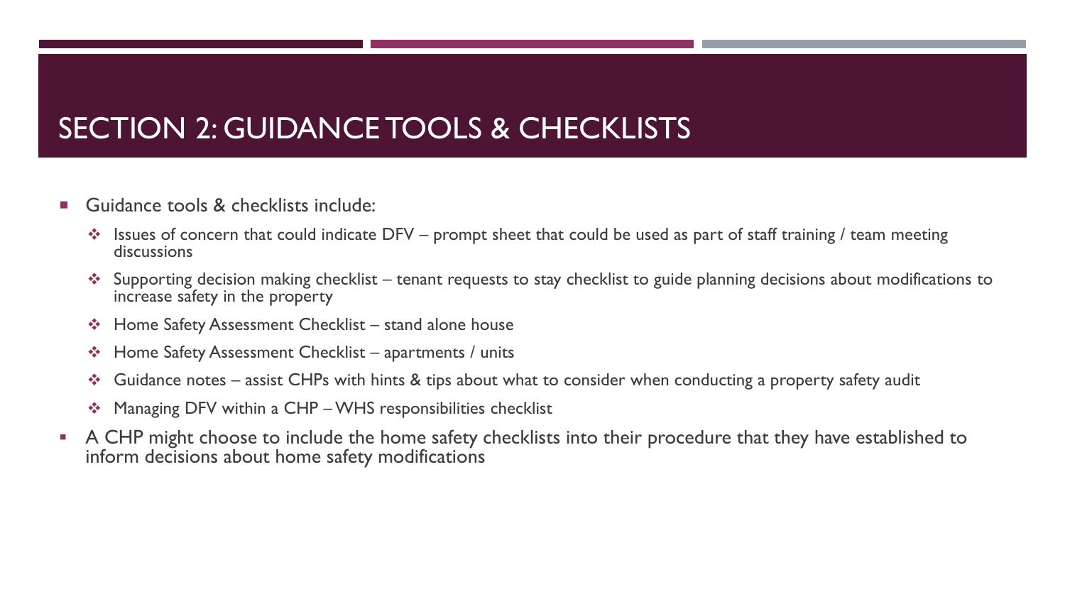#### SECTION 2: GUIDANCE TOOLS & CHECKLISTS

- Guidance tools & checklists include:
	- $\cdot\cdot\cdot$  Issues of concern that could indicate DFV prompt sheet that could be used as part of staff training / team meeting discussions
	- $\bullet\!\!\!\!\bullet\!\!\!\!\bullet\!\!\!\!\bullet$  Supporting decision making checklist tenant requests to stay checklist to guide planning decisions about modifications to increase safety in the property
	- Home Safety Assessment Checklist stand alone house
	- Home Safety Assessment Checklist apartments / units
	- $\cdot$  Guidance notes assist CHPs with hints & tips about what to consider when conducting a property safety audit
	- ❖ Managing DFV within a CHP WHS responsibilities checklist
- A CHP might choose to include the home safety checklists into their procedure that they have established to inform decisions about home safety modifications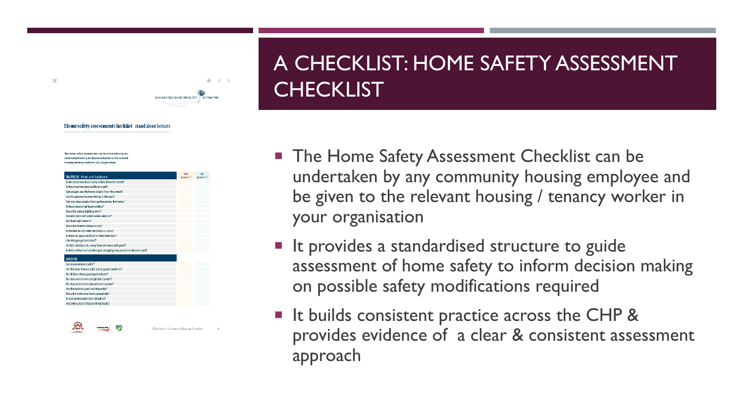#### $A \leq 5$ **GUIDANCE TO OLS AND CHECKLISTS / SECTION TWO**

#### Home safety assessment checklist stand alone houses

The home safety assessment can be undertaken by any community housing employee and given to the relevant housing/tenancy worker in your organisation

 $\mathbb X$ 

| <b>OUTSIDE</b> front and backyard                                        | YES<br>(bloase√i | NO<br>blase/ |
|--------------------------------------------------------------------------|------------------|--------------|
| is the street number clearly visible from the street?                    |                  |              |
| is the street number visible at night?                                   |                  |              |
| Can people see the home dearly from the street?                          |                  |              |
| Could a person be seen hiding in the yard?                               |                  |              |
| Can you stop people from getting under the home?                         |                  |              |
| is there sensorlighting installed?                                       |                  |              |
| Does the sensor lighting work?                                           |                  |              |
| Are entry and exit points adequately lit?                                |                  |              |
| Are there light timers?                                                  |                  |              |
| Boes the let tedooxhave a lock?                                          |                  |              |
| is the electricitymeter endosed in a box?                                |                  |              |
| is there an approved lock on the meter box?                              |                  |              |
| Can the garage belocked?                                                 |                  |              |
| Are bins, ladders etc. away from windows and gates?                      |                  |              |
| is there a fence or lockable gate stopping easy access to the rear yard? |                  |              |
| <b>DOORS</b>                                                             |                  |              |
| Ave external docassabid?                                                 |                  |              |
| Are the door frames solid and in good condition?                         |                  |              |
| Do all doors have good qualitylocks?                                     |                  |              |
| Do doorlockshave a single bolt system?                                   |                  |              |
| Do doorlockshave a double bolt system?                                   |                  |              |
| Are the locks in good working order?                                     |                  |              |
| Does the front door have a peephde?                                      |                  |              |
| is a security screen door installed?                                     |                  |              |
| Are sliding doors fitted with key locks?                                 |                  |              |
|                                                                          |                  |              |
|                                                                          |                  |              |



A Toolkit for Commanity Housing Providers

# A CHECKLIST: HOME SAFETY ASSESSMENT **CHECKLIST**

- **The Home Safety Assessment Checklist can be** undertaken by any community housing employee and be given to the relevant housing / tenancy worker in your organisation
- **If all t** provides a standardised structure to guide assessment of home safety to inform decision making on possible safety modifications required
- It builds consistent practice across the CHP & provides evidence of a clear & consistent assessment approach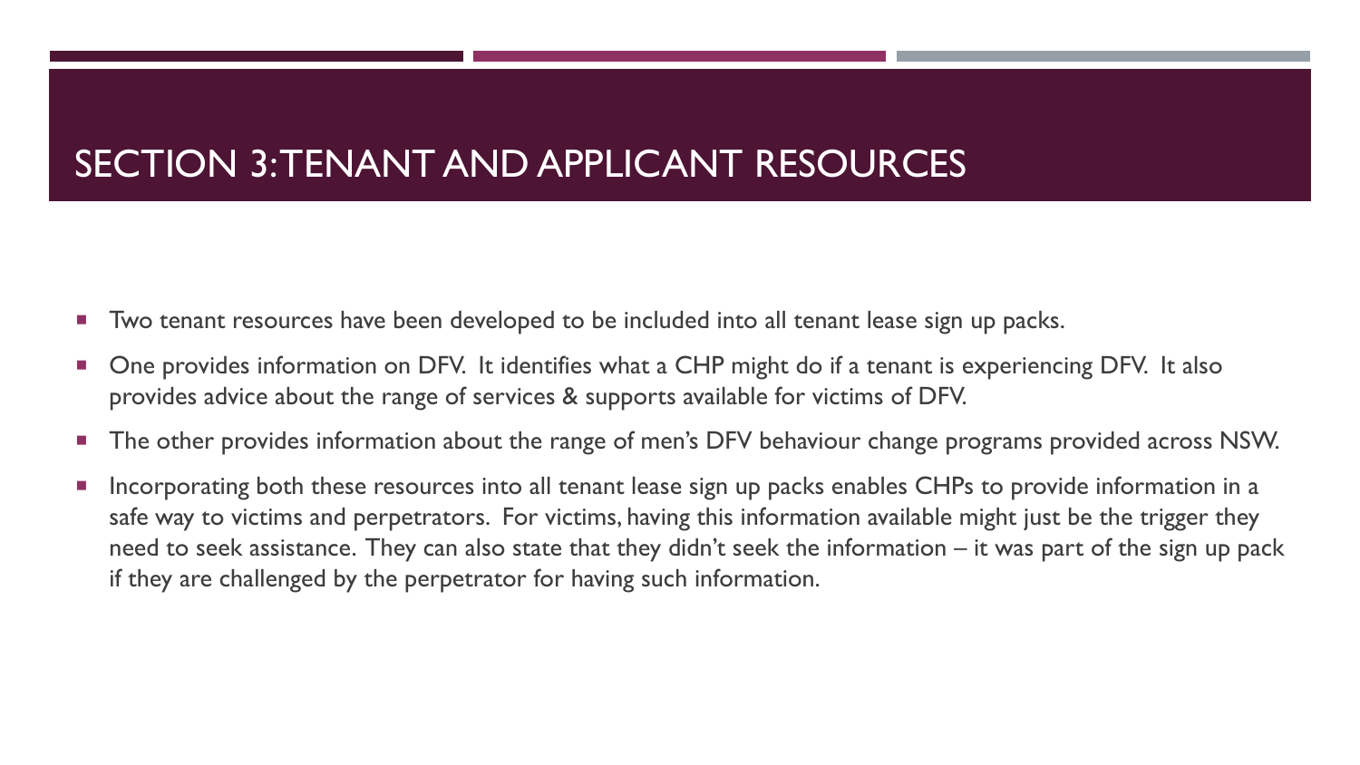#### SECTION 3: TENANT AND APPLICANT RESOURCES

- Two tenant resources have been developed to be included into all tenant lease sign up packs.
- One provides information on DFV. It identifies what a CHP might do if a tenant is experiencing DFV. It also provides advice about the range of services & supports available for victims of DFV.
- The other provides information about the range of men's DFV behaviour change programs provided across NSW.
- Incorporating both these resources into all tenant lease sign up packs enables CHPs to provide information in a safe way to victims and perpetrators. For victims, having this information available might just be the trigger they need to seek assistance. They can also state that they didn't seek the information – it was part of the sign up pack if they are challenged by the perpetrator for having such information.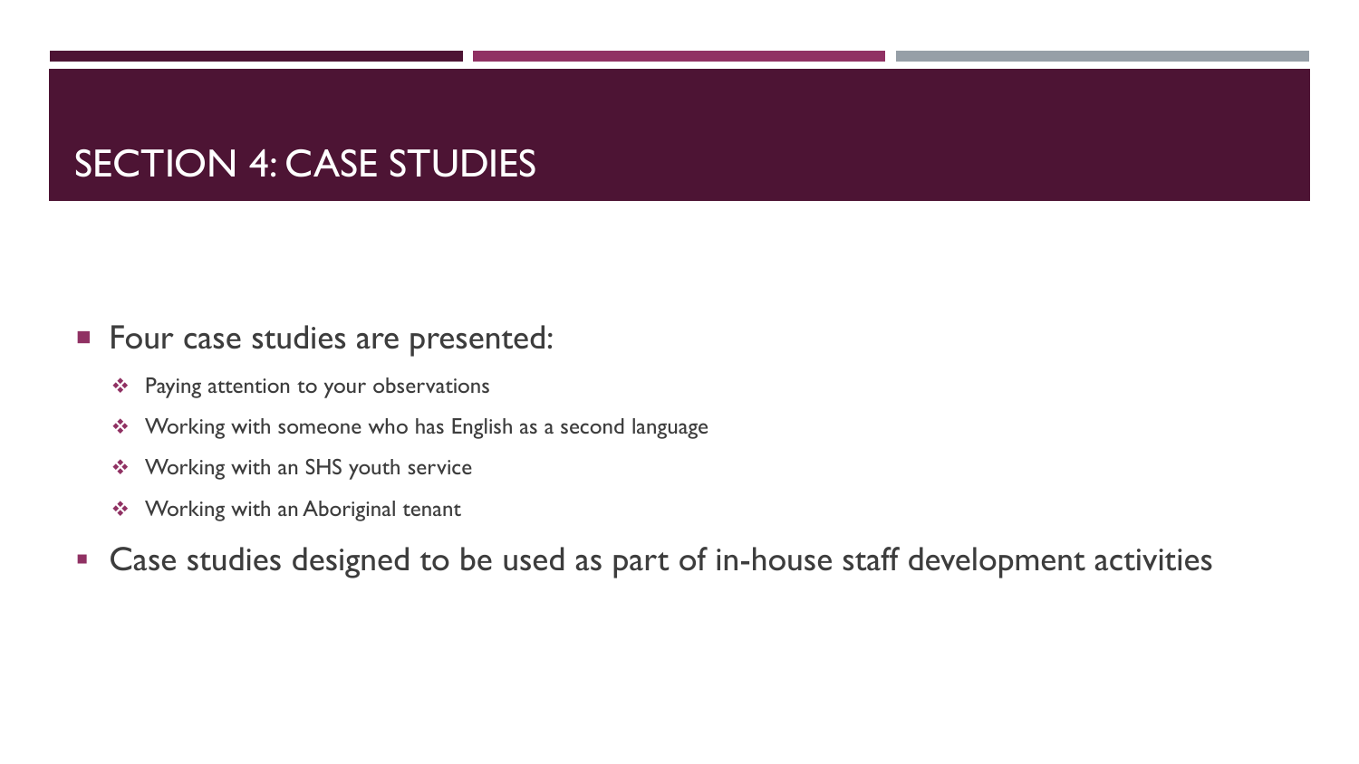#### SECTION 4: CASE STUDIES

#### **Four case studies are presented:**

- \* Paying attention to your observations
- ◆ Working with someone who has English as a second language
- **❖** Working with an SHS youth service
- **❖** Working with an Aboriginal tenant
- **Exage studies designed to be used as part of in-house staff development activities**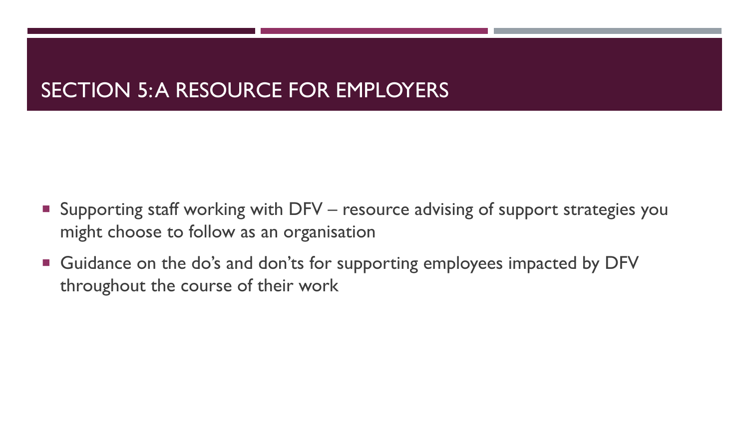#### SECTION 5: A RESOURCE FOR EMPLOYERS

- Supporting staff working with DFV resource advising of support strategies you might choose to follow as an organisation
- Guidance on the do's and don'ts for supporting employees impacted by DFV throughout the course of their work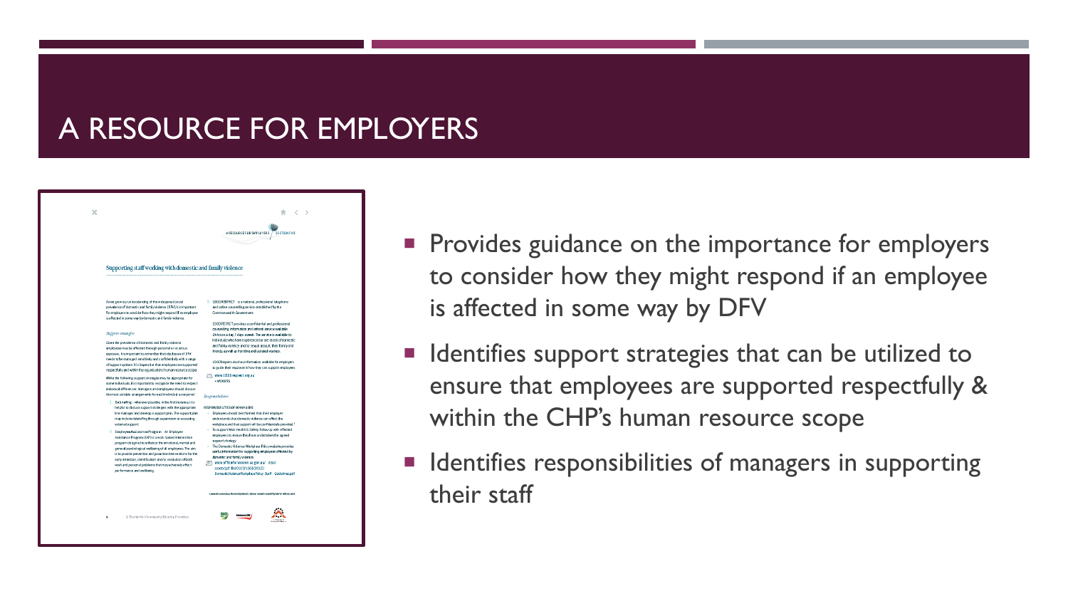#### A RESOURCE FOR EMPLOYERS



- **Provides guidance on the importance for employers** to consider how they might respond if an employee is affected in some way by DFV
- **If Identifies support strategies that can be utilized to** ensure that employees are supported respectfully & within the CHP's human resource scope
- **If Identifies responsibilities of managers in supporting** their staff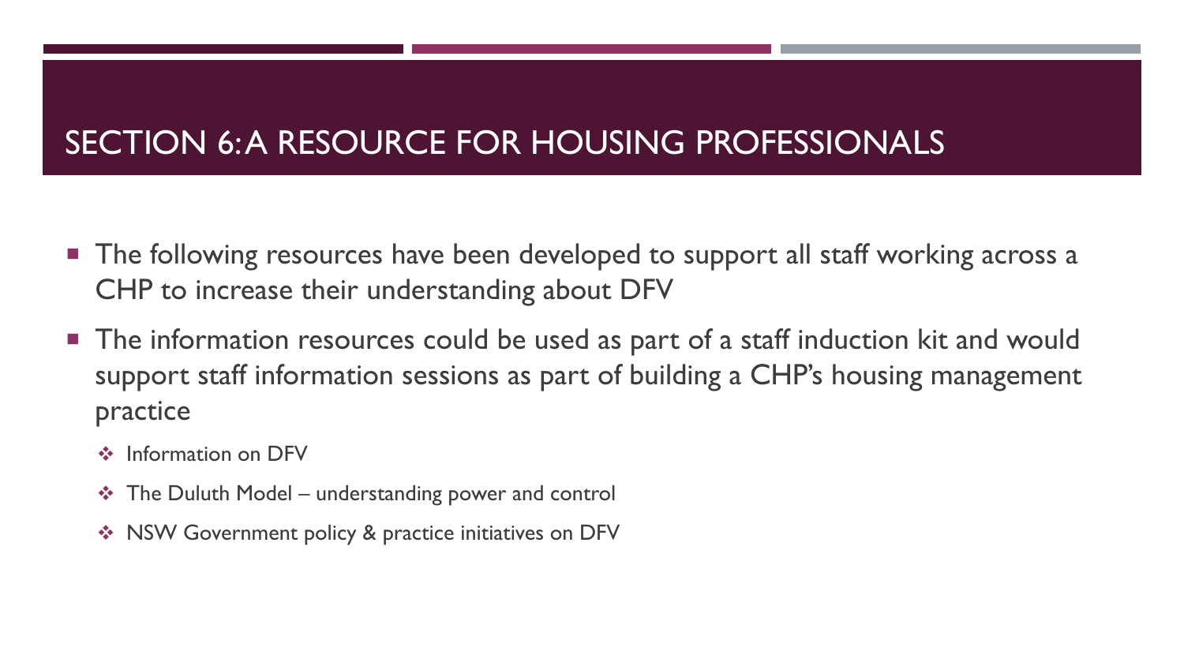## SECTION 6: A RESOURCE FOR HOUSING PROFESSIONALS

- **The following resources have been developed to support all staff working across a** CHP to increase their understanding about DFV
- The information resources could be used as part of a staff induction kit and would support staff information sessions as part of building a CHP's housing management practice
	- ❖ Information on DFV
	- $\div$  The Duluth Model understanding power and control
	- $\cdot$  **NSW Government policy & practice initiatives on DFV**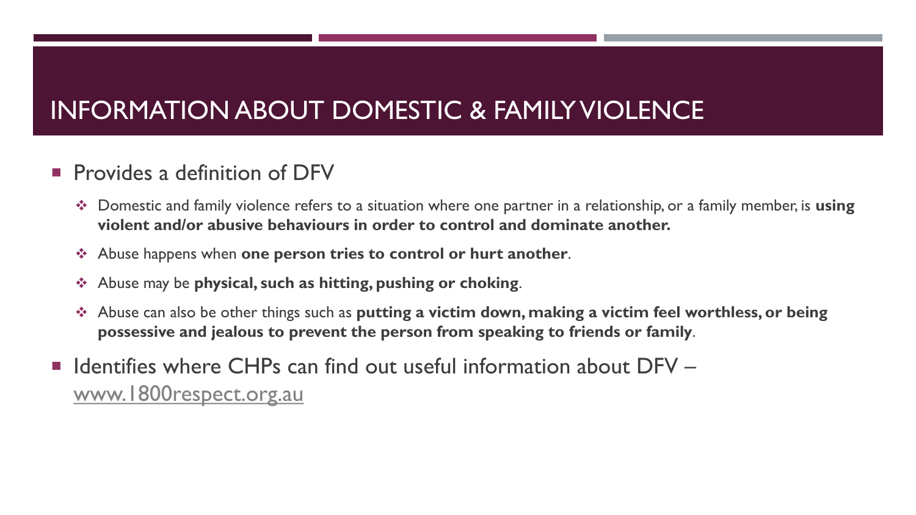#### INFORMATION ABOUT DOMESTIC & FAMILY VIOLENCE

#### **Provides a definition of DFV**

- Domestic and family violence refers to a situation where one partner in a relationship, or a family member, is **using violent and/or abusive behaviours in order to control and dominate another.**
- Abuse happens when **one person tries to control or hurt another**.
- Abuse may be **physical, such as hitting, pushing or choking**.
- Abuse can also be other things such as **putting a victim down, making a victim feel worthless, or being possessive and jealous to prevent the person from speaking to friends or family**.
- $\blacksquare$  Identifies where CHPs can find out useful information about DFV [www.1800respect.org.au](http://www.1800respect.org.au/)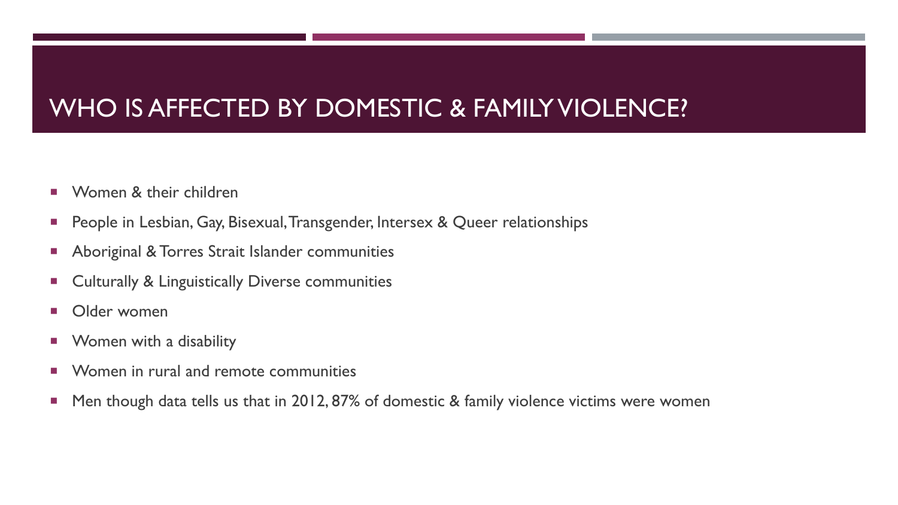#### WHO IS AFFECTED BY DOMESTIC & FAMILY VIOLENCE?

- **Nomen & their children**
- **People in Lesbian, Gay, Bisexual, Transgender, Intersex & Queer relationships**
- **Aboriginal & Torres Strait Islander communities**
- **EXECUTE: Culturally & Linguistically Diverse communities**
- **Older women**
- **Nomen with a disability**
- **Women in rural and remote communities**
- Men though data tells us that in 2012, 87% of domestic & family violence victims were women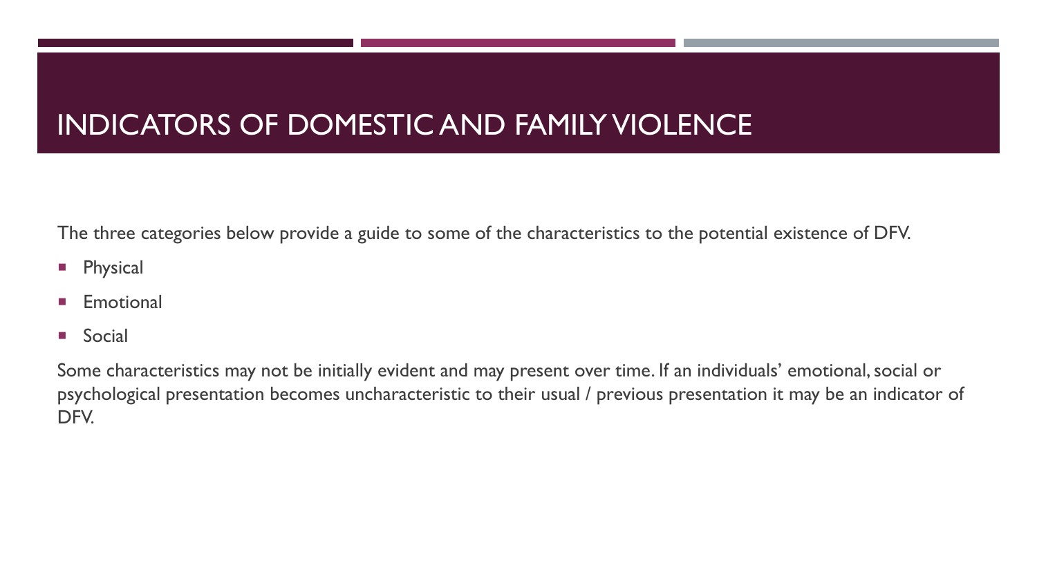#### INDICATORS OF DOMESTIC AND FAMILY VIOLENCE

The three categories below provide a guide to some of the characteristics to the potential existence of DFV.

- **Physical**
- **Emotional**
- **Social**

Some characteristics may not be initially evident and may present over time. If an individuals' emotional, social or psychological presentation becomes uncharacteristic to their usual / previous presentation it may be an indicator of DFV.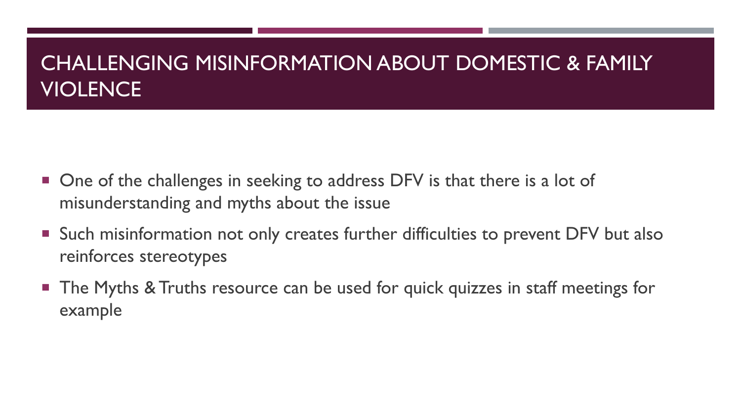#### CHALLENGING MISINFORMATION ABOUT DOMESTIC & FAMILY **VIOLENCE**

- One of the challenges in seeking to address DFV is that there is a lot of misunderstanding and myths about the issue
- Such misinformation not only creates further difficulties to prevent DFV but also reinforces stereotypes
- The Myths & Truths resource can be used for quick quizzes in staff meetings for example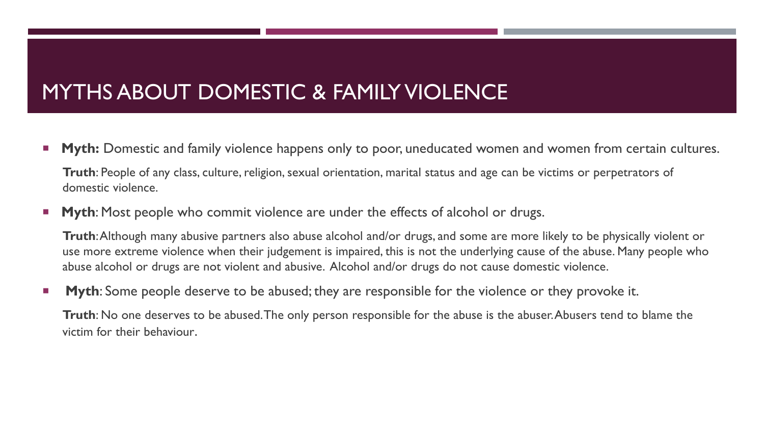#### MYTHS ABOUT DOMESTIC & FAMILY VIOLENCE

- **Myth:** Domestic and family violence happens only to poor, uneducated women and women from certain cultures. **Truth**: People of any class, culture, religion, sexual orientation, marital status and age can be victims or perpetrators of domestic violence.
- **Myth:** Most people who commit violence are under the effects of alcohol or drugs.

**Truth**: Although many abusive partners also abuse alcohol and/or drugs, and some are more likely to be physically violent or use more extreme violence when their judgement is impaired, this is not the underlying cause of the abuse. Many people who abuse alcohol or drugs are not violent and abusive. Alcohol and/or drugs do not cause domestic violence.

**Myth:** Some people deserve to be abused; they are responsible for the violence or they provoke it.

**Truth**: No one deserves to be abused. The only person responsible for the abuse is the abuser. Abusers tend to blame the victim for their behaviour.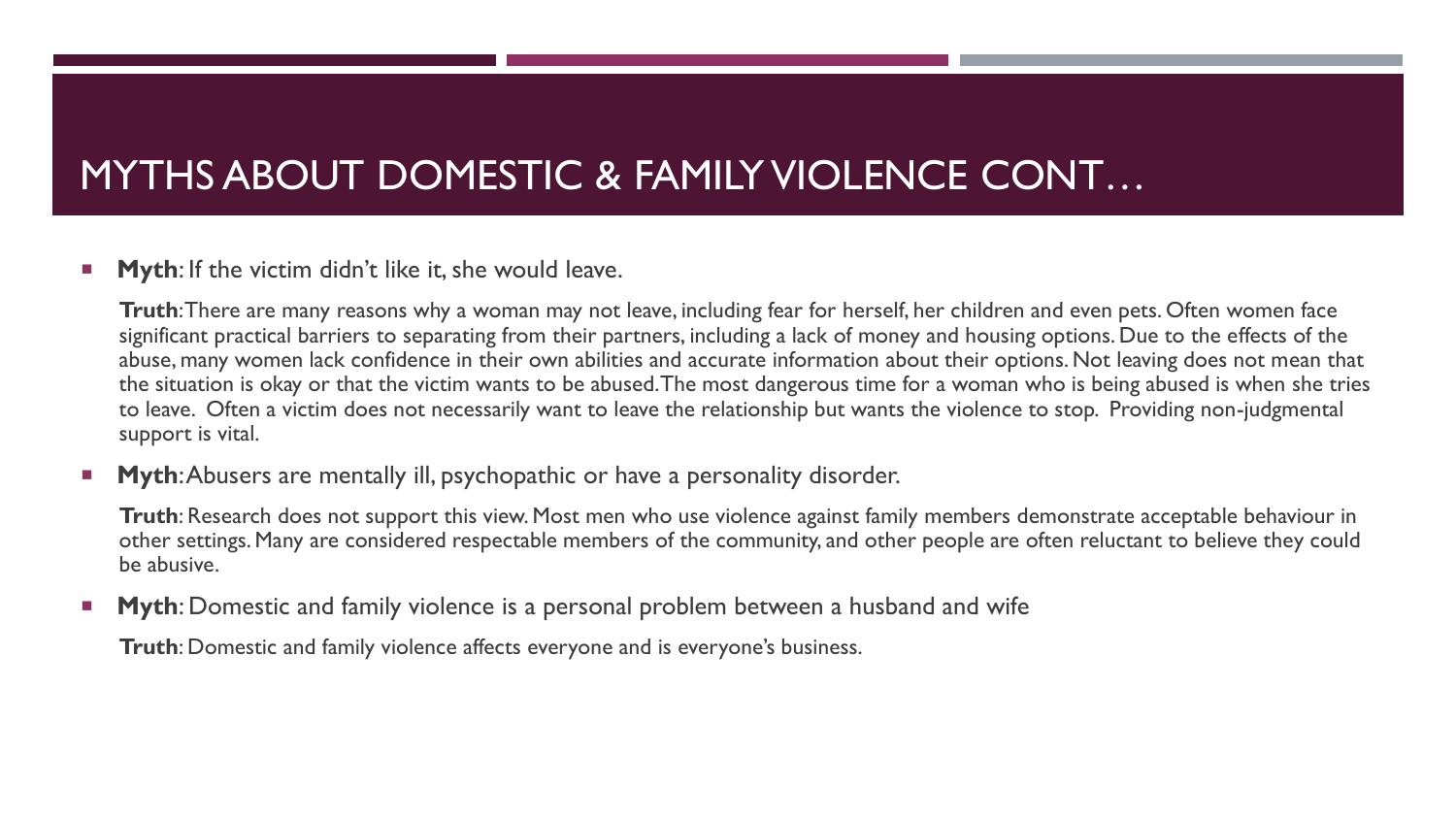### MYTHS ABOUT DOMESTIC & FAMILY VIOLENCE CONT…

#### **Myth:** If the victim didn't like it, she would leave.

**Truth**: There are many reasons why a woman may not leave, including fear for herself, her children and even pets. Often women face significant practical barriers to separating from their partners, including a lack of money and housing options. Due to the effects of the abuse, many women lack confidence in their own abilities and accurate information about their options. Not leaving does not mean that the situation is okay or that the victim wants to be abused. The most dangerous time for a woman who is being abused is when she tries to leave. Often a victim does not necessarily want to leave the relationship but wants the violence to stop. Providing non-judgmental support is vital.

**Myth:** Abusers are mentally ill, psychopathic or have a personality disorder.

**Truth**: Research does not support this view. Most men who use violence against family members demonstrate acceptable behaviour in other settings. Many are considered respectable members of the community, and other people are often reluctant to believe they could be abusive.

**Myth:** Domestic and family violence is a personal problem between a husband and wife

**Truth**: Domestic and family violence affects everyone and is everyone's business.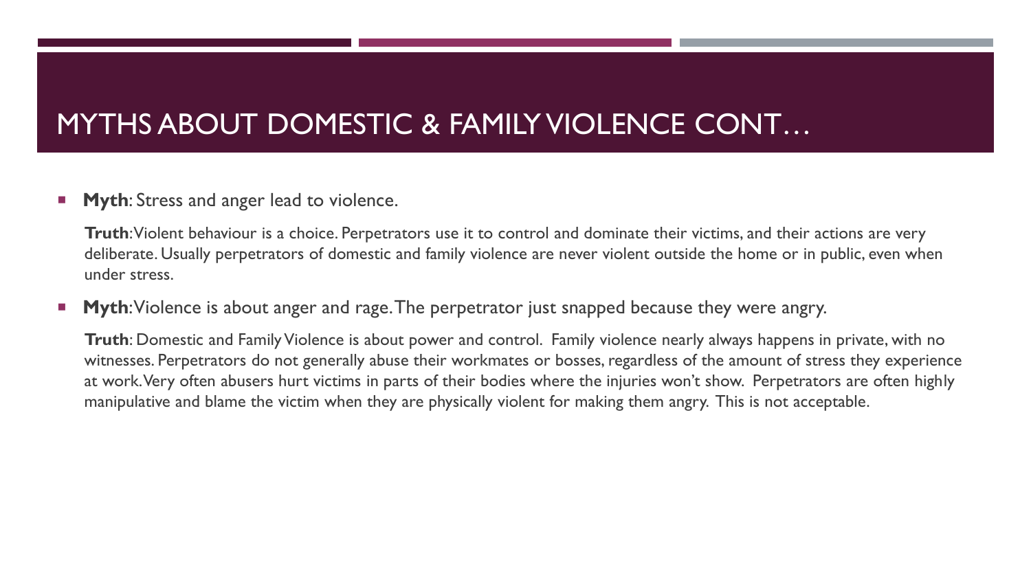#### MYTHS ABOUT DOMESTIC & FAMILY VIOLENCE CONT…

**Myth:** Stress and anger lead to violence.

**Truth**: Violent behaviour is a choice. Perpetrators use it to control and dominate their victims, and their actions are very deliberate. Usually perpetrators of domestic and family violence are never violent outside the home or in public, even when under stress.

**Myth:** Violence is about anger and rage. The perpetrator just snapped because they were angry.

**Truth**: Domestic and Family Violence is about power and control. Family violence nearly always happens in private, with no witnesses. Perpetrators do not generally abuse their workmates or bosses, regardless of the amount of stress they experience at work. Very often abusers hurt victims in parts of their bodies where the injuries won't show. Perpetrators are often highly manipulative and blame the victim when they are physically violent for making them angry. This is not acceptable.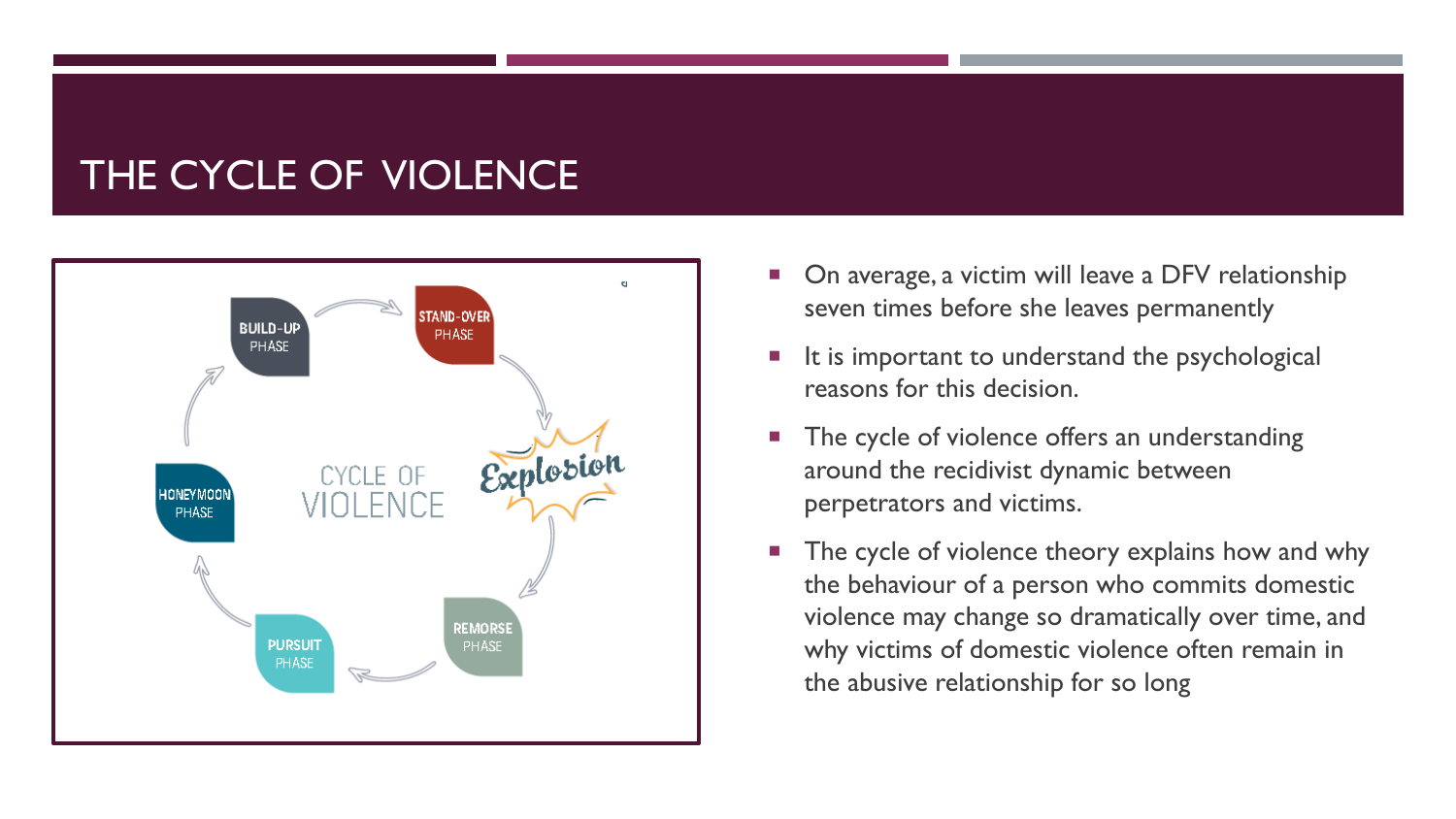#### THE CYCLE OF VIOLENCE



- On average, a victim will leave a DFV relationship seven times before she leaves permanently
- It is important to understand the psychological reasons for this decision.
- The cycle of violence offers an understanding around the recidivist dynamic between perpetrators and victims.
- The cycle of violence theory explains how and why the behaviour of a person who commits domestic violence may change so dramatically over time, and why victims of domestic violence often remain in the abusive relationship for so long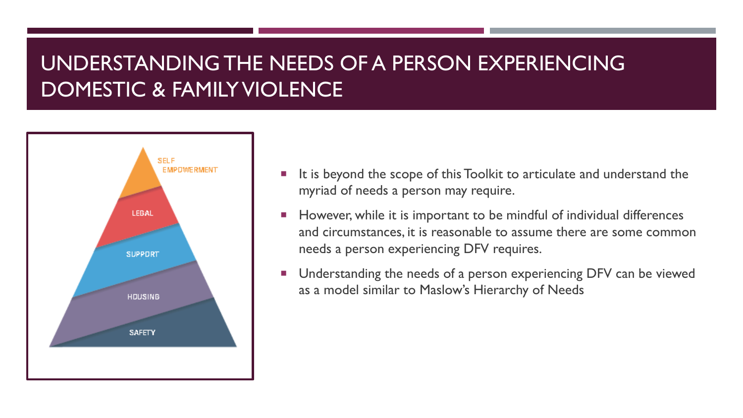#### UNDERSTANDING THE NEEDS OF A PERSON EXPERIENCING DOMESTIC & FAMILY VIOLENCE



- It is beyond the scope of this Toolkit to articulate and understand the myriad of needs a person may require.
- **However, while it is important to be mindful of individual differences** and circumstances, it is reasonable to assume there are some common needs a person experiencing DFV requires.
- Understanding the needs of a person experiencing DFV can be viewed as a model similar to Maslow's Hierarchy of Needs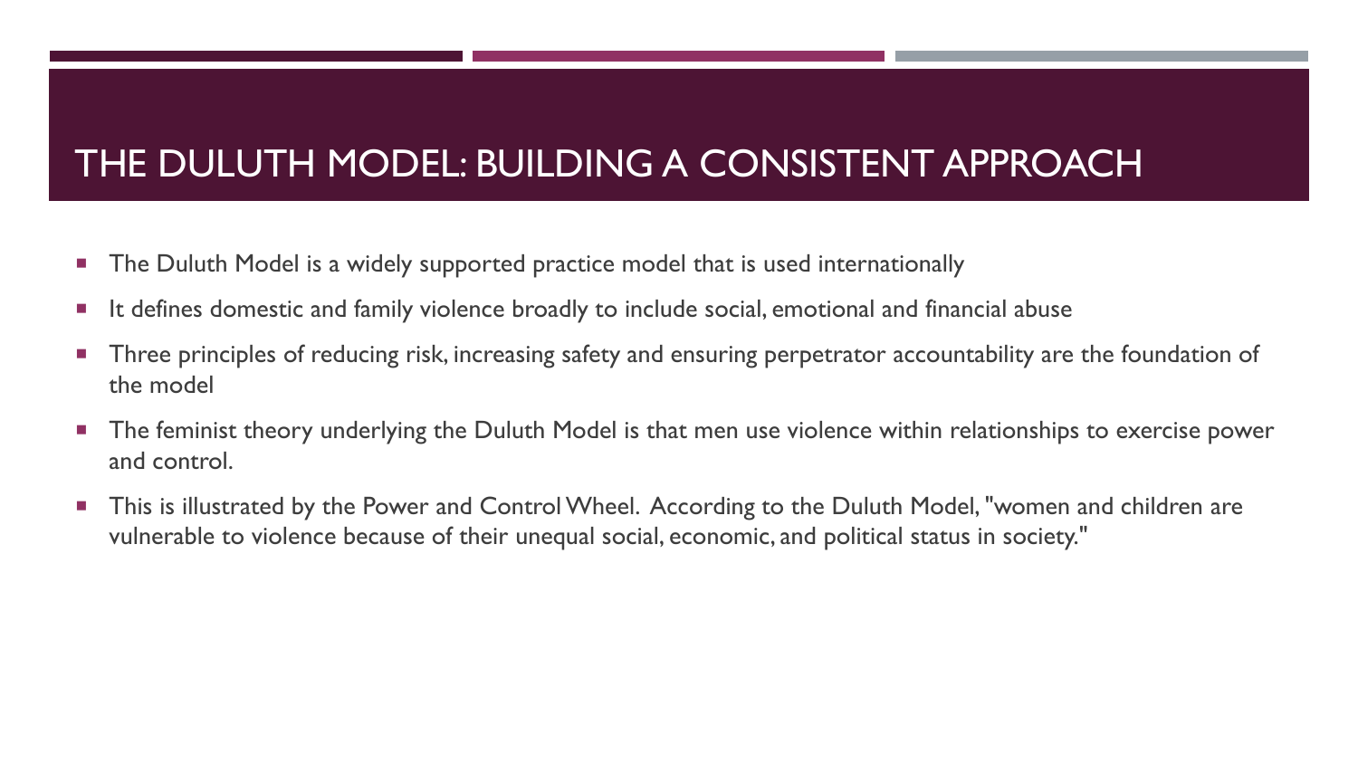#### THE DULUTH MODEL: BUILDING A CONSISTENT APPROACH

- **The Duluth Model is a widely supported practice model that is used internationally**
- It defines domestic and family violence broadly to include social, emotional and financial abuse
- **Three principles of reducing risk, increasing safety and ensuring perpetrator accountability are the foundation of** the model
- **The feminist theory underlying the Duluth Model is that men use violence within relationships to exercise power** and control.
- This is illustrated by the Power and Control Wheel. According to the Duluth Model, "women and children are vulnerable to violence because of their unequal social, economic, and political status in society."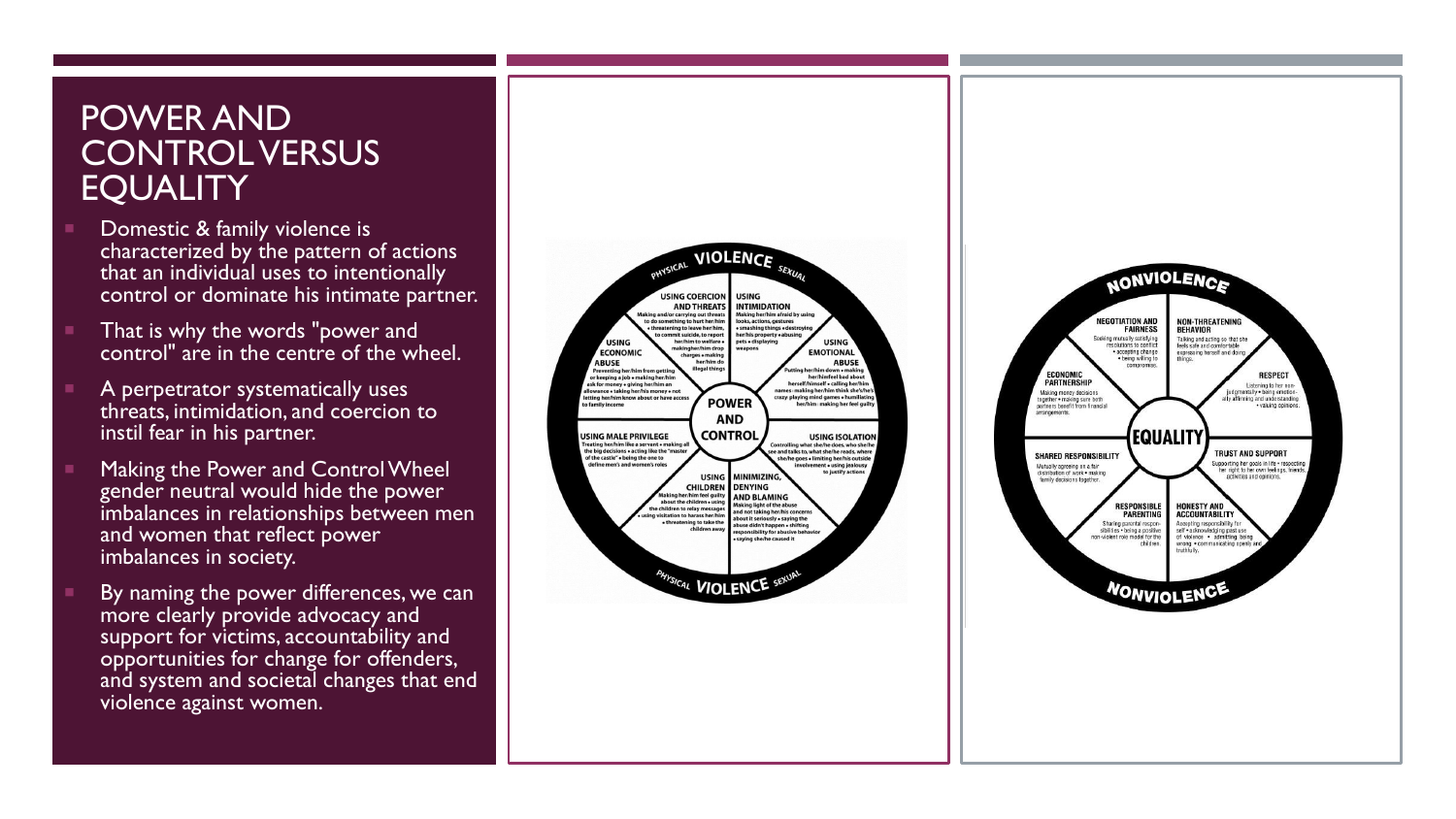#### POWER AND CONTROL VERSUS **EQUALITY**

- Domestic & family violence is characterized by the pattern of actions that an individual uses to intentionally control or dominate his intimate partner.
- That is why the words "power and control" are in the centre of the wheel.
- A perpetrator systematically uses threats, intimidation, and coercion to instil fear in his partner.
- Making the Power and Control Wheel gender neutral would hide the power imbalances in relationships between men and women that reflect power imbalances in society.
- By naming the power differences, we can more clearly provide advocacy and support for victims, accountability and opportunities for change for offenders, and system and societal changes that end violence against women.



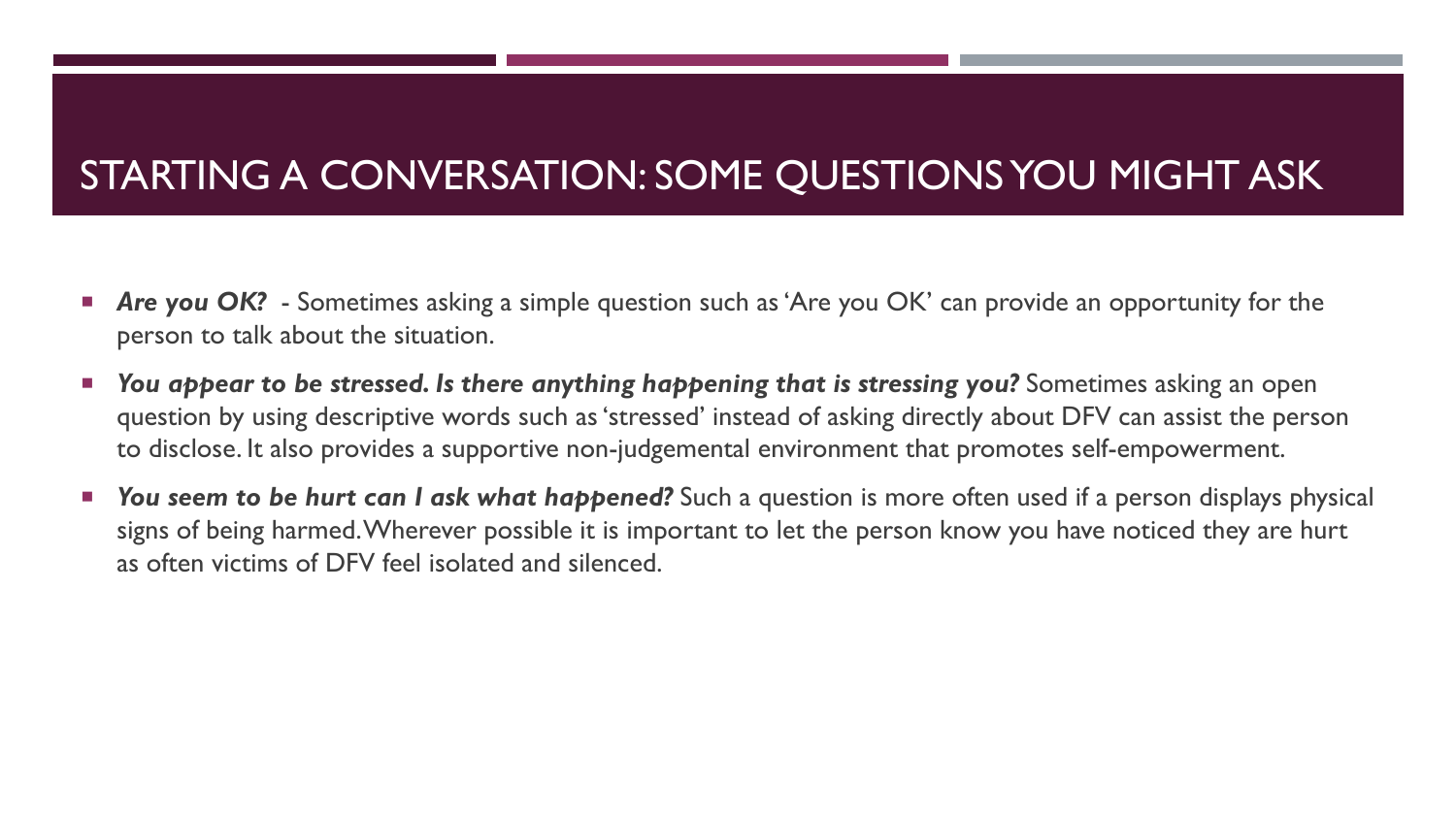## STARTING A CONVERSATION: SOME QUESTIONS YOU MIGHT ASK

- *Are you OK?*  Sometimes asking a simple question such as 'Are you OK' can provide an opportunity for the person to talk about the situation.
- **P** You appear to be stressed. Is there anything happening that is stressing you? Sometimes asking an open question by using descriptive words such as 'stressed' instead of asking directly about DFV can assist the person to disclose. It also provides a supportive non-judgemental environment that promotes self-empowerment.
- *You seem to be hurt can I ask what happened?* Such a question is more often used if a person displays physical signs of being harmed. Wherever possible it is important to let the person know you have noticed they are hurt as often victims of DFV feel isolated and silenced.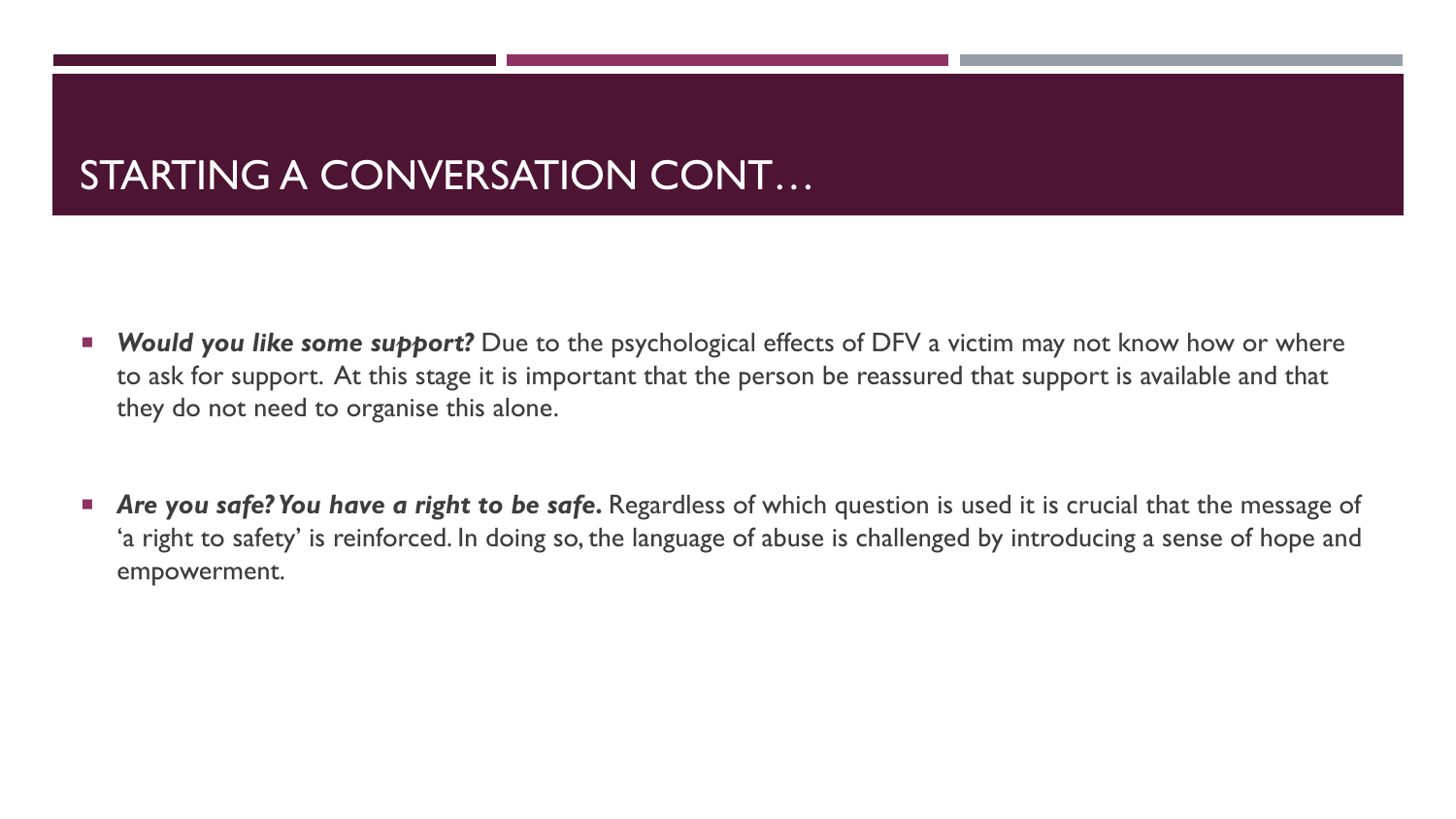#### STARTING A CONVERSATION CONT…

- *Would you like some support?* Due to the psychological effects of DFV a victim may not know how or where to ask for support. At this stage it is important that the person be reassured that support is available and that they do not need to organise this alone.
- Are you safe? You have a right to be safe. Regardless of which question is used it is crucial that the message of 'a right to safety' is reinforced. In doing so, the language of abuse is challenged by introducing a sense of hope and empowerment.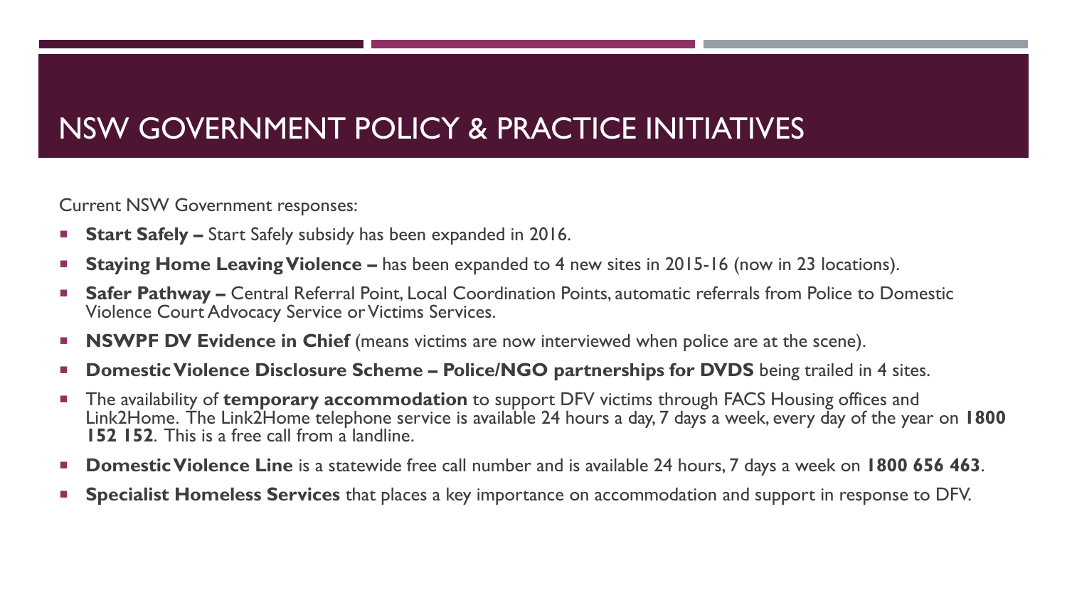#### NSW GOVERNMENT POLICY & PRACTICE INITIATIVES

Current NSW Government responses:

- **Start Safely –** Start Safely subsidy has been expanded in 2016.
- **Staying Home Leaving Violence –** has been expanded to 4 new sites in 2015-16 (now in 23 locations).
- **Safer Pathway –** Central Referral Point, Local Coordination Points, automatic referrals from Police to Domestic Violence Court Advocacy Service or Victims Services.
- **NSWPF DV Evidence in Chief** (means victims are now interviewed when police are at the scene).
- **Domestic Violence Disclosure Scheme Police/NGO partnerships for DVDS** being trailed in 4 sites.
- The availability of **temporary accommodation** to support DFV victims through FACS Housing offices and Link2Home. The Link2Home telephone service is available 24 hours a day, 7 days a week, every day of the year on **1800 152 152**. This is a free call from a landline.
- **Domestic Violence Line** is a statewide free call number and is available 24 hours, 7 days a week on **1800 656 463**.
- **Specialist Homeless Services** that places a key importance on accommodation and support in response to DFV.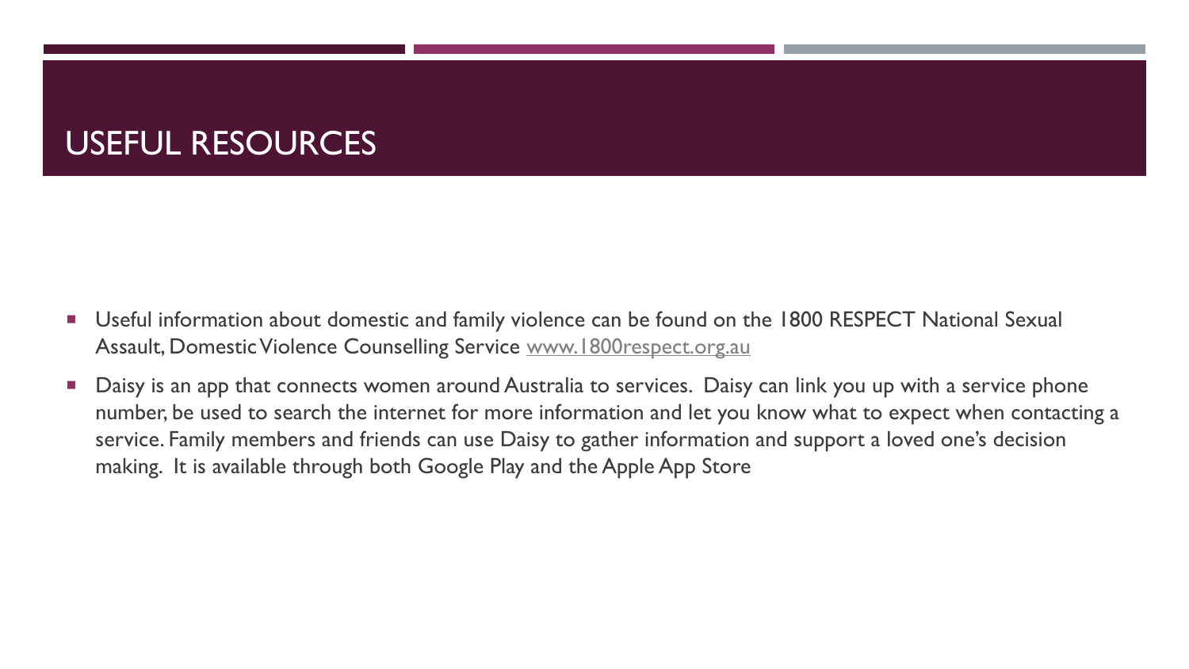#### USEFUL RESOURCES

- **Useful information about domestic and family violence can be found on the 1800 RESPECT National Sexual** Assault, Domestic Violence Counselling Service [www.1800respect.org.au](http://www.1800respect.org.au/)
- Daisy is an app that connects women around Australia to services. Daisy can link you up with a service phone number, be used to search the internet for more information and let you know what to expect when contacting a service. Family members and friends can use Daisy to gather information and support a loved one's decision making. It is available through both Google Play and the Apple App Store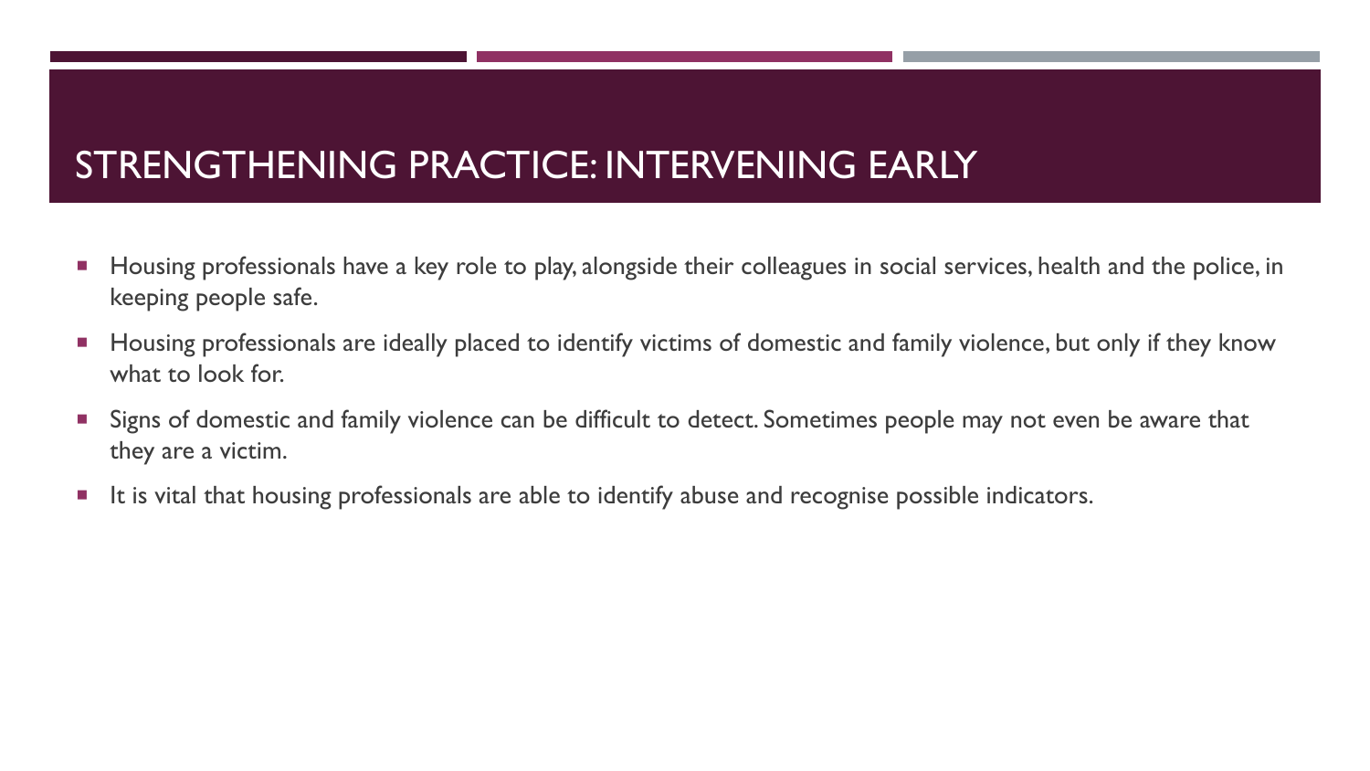#### STRENGTHENING PRACTICE: INTERVENING EARLY

- Housing professionals have a key role to play, alongside their colleagues in social services, health and the police, in keeping people safe.
- Housing professionals are ideally placed to identify victims of domestic and family violence, but only if they know what to look for.
- **Signs of domestic and family violence can be difficult to detect. Sometimes people may not even be aware that** they are a victim.
- It is vital that housing professionals are able to identify abuse and recognise possible indicators.